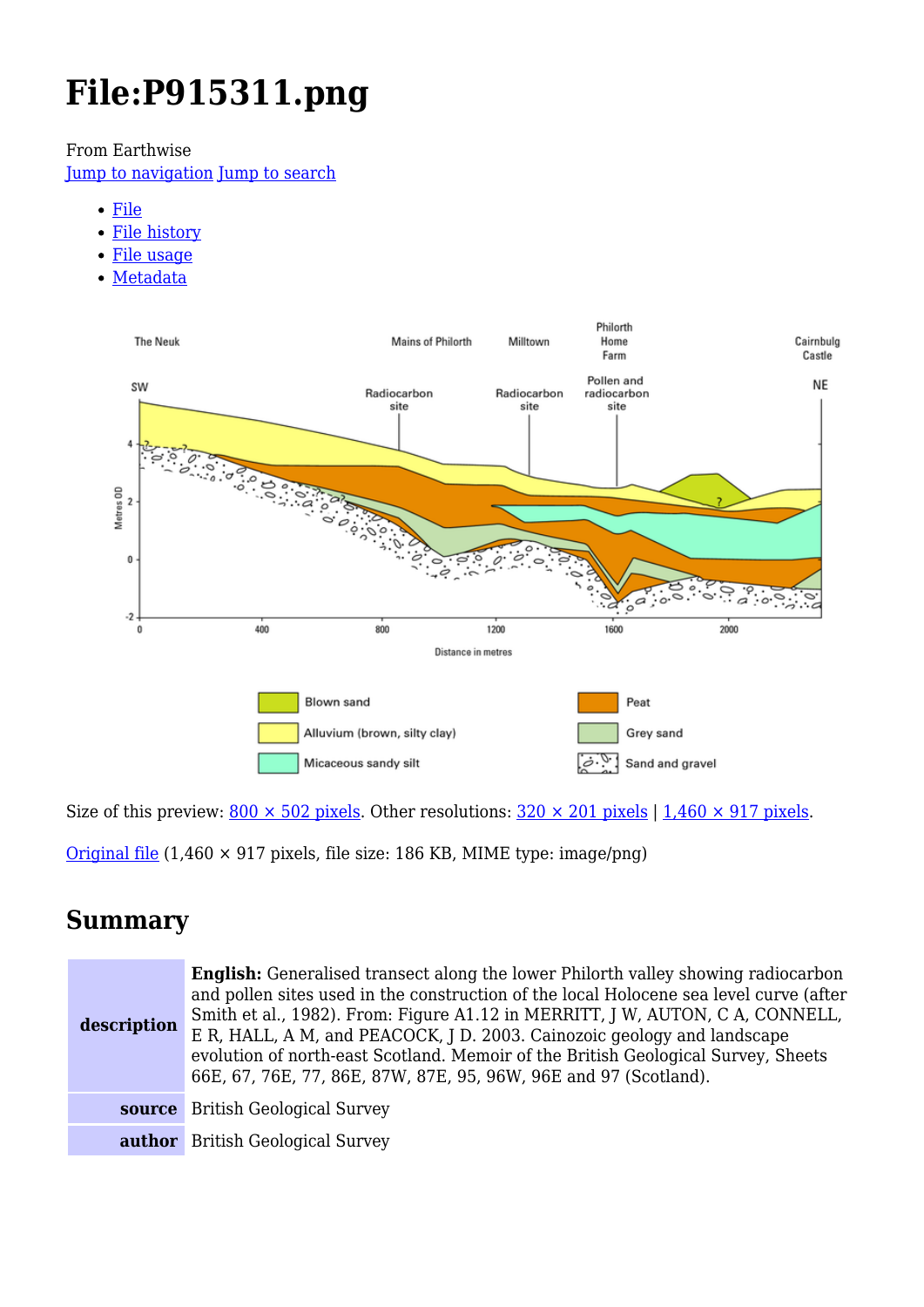# File:P915311.png

From Earthwise

Jump to navigation Jump to search

- File
- File history
- File usage
- Metadata

Size of this preview: 800 × 502 pixels. Other resolutions: 320 × 201 pixels | 1,460 × 917 pixels.

Original file (1,460 × 917 pixels, file size: 186 KB, MIME type: image/png)

## Summary

| | |
|---|---|
| **description** | **English:** Generalised transect along the lower Philorth valley showing radiocarbon and pollen sites used in the construction of the local Holocene sea level curve (after Smith et al., 1982). From: Figure A1.12 in MERRITT, J W, AUTON, C A, CONNELL, E R, HALL, A M, and PEACOCK, J D. 2003. Cainozoic geology and landscape evolution of north-east Scotland. Memoir of the British Geological Survey, Sheets 66E, 67, 76E, 77, 86E, 87W, 87E, 95, 96W, 96E and 97 (Scotland). |
| **source** | British Geological Survey |
| **author** | British Geological Survey |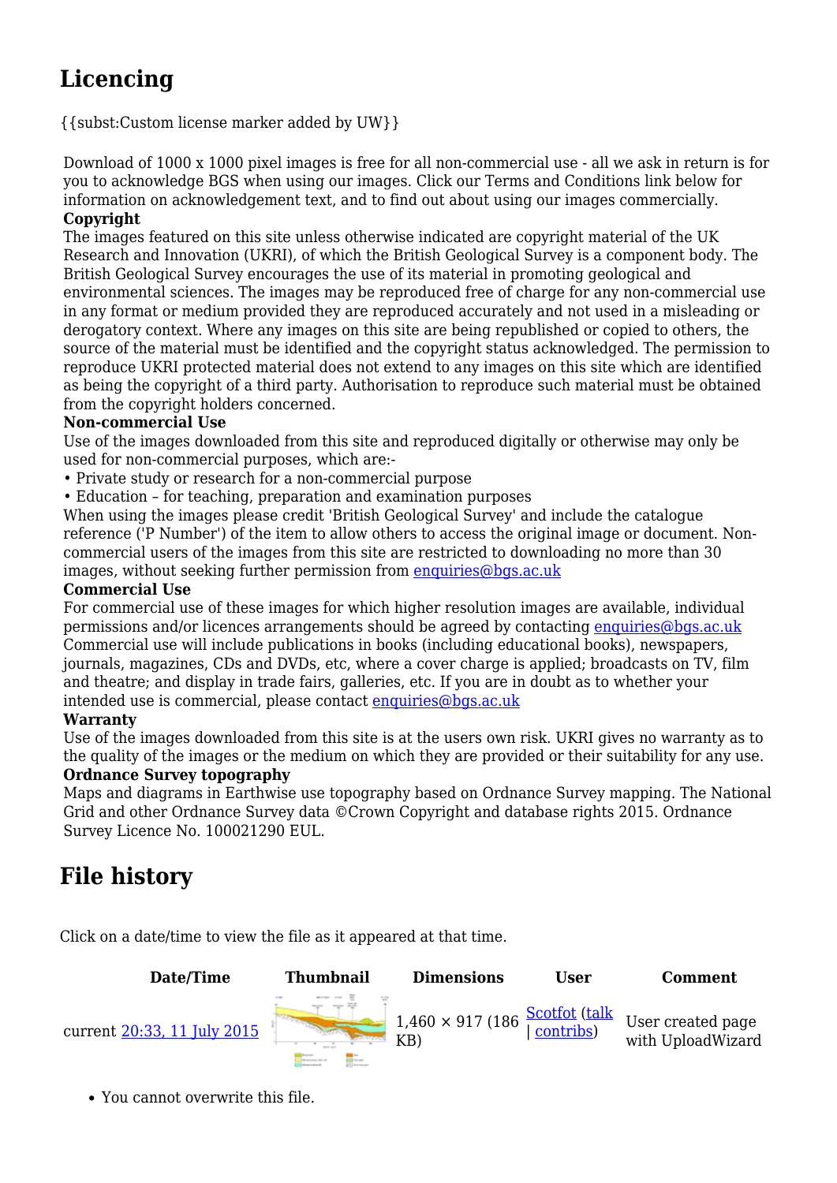## Licencing

{{subst:Custom license marker added by UW}}

Download of 1000 x 1000 pixel images is free for all non-commercial use - all we ask in return is for you to acknowledge BGS when using our images. Click our Terms and Conditions link below for information on acknowledgement text, and to find out about using our images commercially.

**Copyright**

The images featured on this site unless otherwise indicated are copyright material of the UK Research and Innovation (UKRI), of which the British Geological Survey is a component body. The British Geological Survey encourages the use of its material in promoting geological and environmental sciences. The images may be reproduced free of charge for any non-commercial use in any format or medium provided they are reproduced accurately and not used in a misleading or derogatory context. Where any images on this site are being republished or copied to others, the source of the material must be identified and the copyright status acknowledged. The permission to reproduce UKRI protected material does not extend to any images on this site which are identified as being the copyright of a third party. Authorisation to reproduce such material must be obtained from the copyright holders concerned.

**Non-commercial Use**

Use of the images downloaded from this site and reproduced digitally or otherwise may only be used for non-commercial purposes, which are:-

- Private study or research for a non-commercial purpose
- Education – for teaching, preparation and examination purposes

When using the images please credit 'British Geological Survey' and include the catalogue reference ('P Number') of the item to allow others to access the original image or document. Non-commercial users of the images from this site are restricted to downloading no more than 30 images, without seeking further permission from enquiries@bgs.ac.uk

**Commercial Use**

For commercial use of these images for which higher resolution images are available, individual permissions and/or licences arrangements should be agreed by contacting enquiries@bgs.ac.uk Commercial use will include publications in books (including educational books), newspapers, journals, magazines, CDs and DVDs, etc, where a cover charge is applied; broadcasts on TV, film and theatre; and display in trade fairs, galleries, etc. If you are in doubt as to whether your intended use is commercial, please contact enquiries@bgs.ac.uk

**Warranty**

Use of the images downloaded from this site is at the users own risk. UKRI gives no warranty as to the quality of the images or the medium on which they are provided or their suitability for any use.

**Ordnance Survey topography**

Maps and diagrams in Earthwise use topography based on Ordnance Survey mapping. The National Grid and other Ordnance Survey data ©Crown Copyright and database rights 2015. Ordnance Survey Licence No. 100021290 EUL.

## File history

Click on a date/time to view the file as it appeared at that time.

| | Date/Time | Thumbnail | Dimensions | User | Comment |
|---|---|---|---|---|---|
| current | 20:33, 11 July 2015 | | 1,460 × 917 (186 KB) | Scotfot (talk \| contribs) | User created page with UploadWizard |

- You cannot overwrite this file.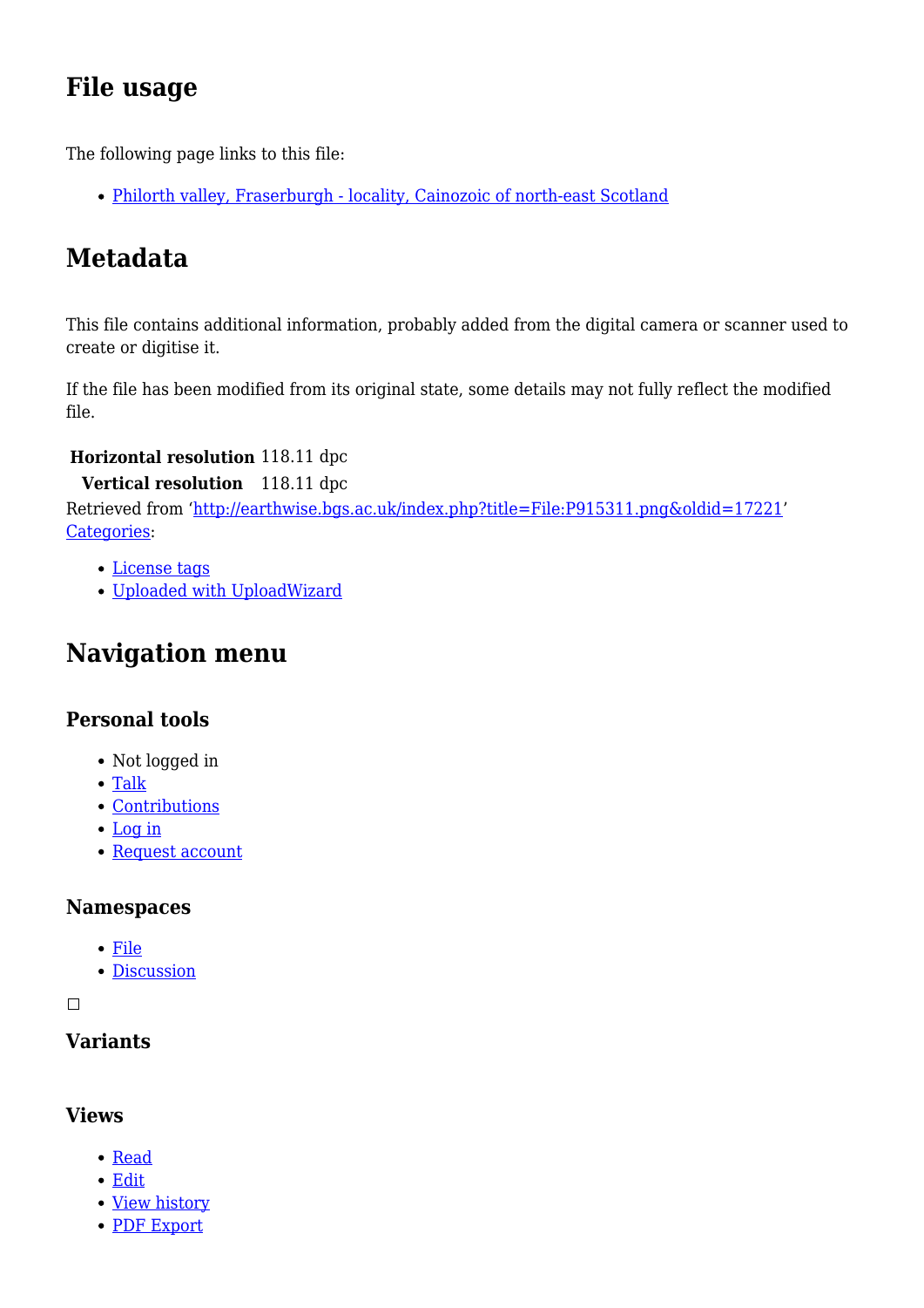## File usage

The following page links to this file:

- [Philorth valley, Fraserburgh - locality, Cainozoic of north-east Scotland]

## Metadata

This file contains additional information, probably added from the digital camera or scanner used to create or digitise it.

If the file has been modified from its original state, some details may not fully reflect the modified file.

| | |
|---|---|
| **Horizontal resolution** | 118.11 dpc |
| **Vertical resolution** | 118.11 dpc |

Retrieved from 'http://earthwise.bgs.ac.uk/index.php?title=File:P915311.png&oldid=17221'

Categories:

- License tags
- Uploaded with UploadWizard

## Navigation menu

### Personal tools

- Not logged in
- Talk
- Contributions
- Log in
- Request account

### Namespaces

- File
- Discussion

### Variants

### Views

- Read
- Edit
- View history
- PDF Export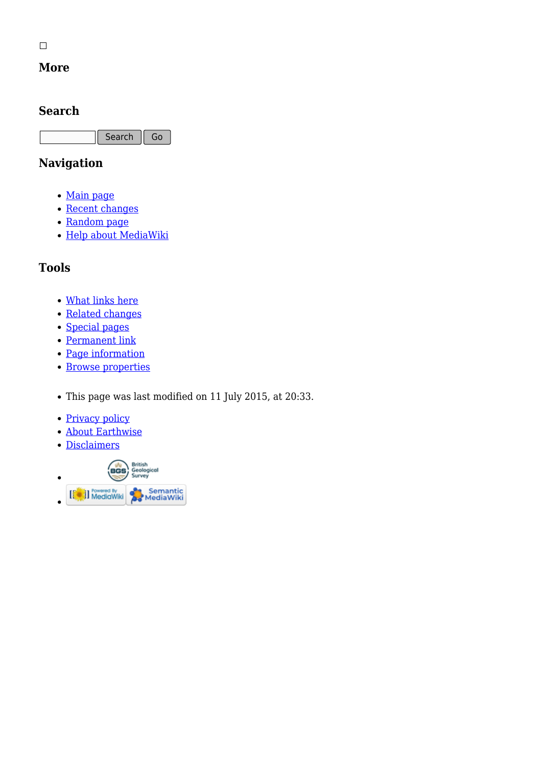### More

### Search

Search Go

### Navigation

- Main page
- Recent changes
- Random page
- Help about MediaWiki

### Tools

- What links here
- Related changes
- Special pages
- Permanent link
- Page information
- Browse properties

- This page was last modified on 11 July 2015, at 20:33.

- Privacy policy
- About Earthwise
- Disclaimers